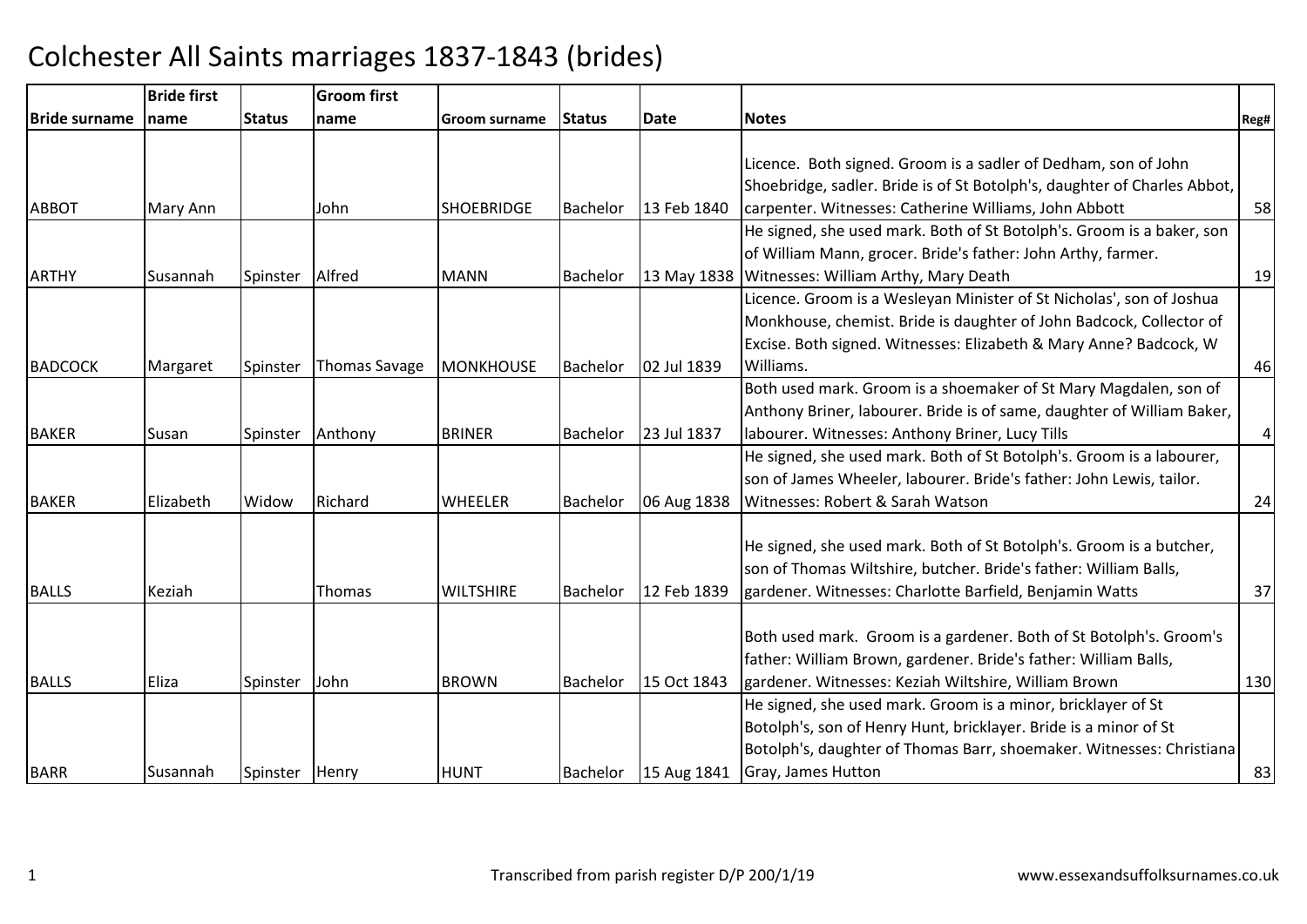# Colchester All Saints marriages 1837-1843 (brides)

| Bride surname | Bride first name | Status | Groom first name | Groom surname | Status | Date | Notes | Reg# |
|---|---|---|---|---|---|---|---|---|
| ABBOT | Mary Ann | | John | SHOEBRIDGE | Bachelor | 13 Feb 1840 | Licence. Both signed. Groom is a sadler of Dedham, son of John Shoebridge, sadler. Bride is of St Botolph's, daughter of Charles Abbot, carpenter. Witnesses: Catherine Williams, John Abbott | 58 |
| ARTHY | Susannah | Spinster | Alfred | MANN | Bachelor | 13 May 1838 | He signed, she used mark. Both of St Botolph's. Groom is a baker, son of William Mann, grocer. Bride's father: John Arthy, farmer. Witnesses: William Arthy, Mary Death | 19 |
| BADCOCK | Margaret | Spinster | Thomas Savage | MONKHOUSE | Bachelor | 02 Jul 1839 | Licence. Groom is a Wesleyan Minister of St Nicholas', son of Joshua Monkhouse, chemist. Bride is daughter of John Badcock, Collector of Excise. Both signed. Witnesses: Elizabeth & Mary Anne? Badcock, W Williams. | 46 |
| BAKER | Susan | Spinster | Anthony | BRINER | Bachelor | 23 Jul 1837 | Both used mark. Groom is a shoemaker of St Mary Magdalen, son of Anthony Briner, labourer. Bride is of same, daughter of William Baker, labourer. Witnesses: Anthony Briner, Lucy Tills | 4 |
| BAKER | Elizabeth | Widow | Richard | WHEELER | Bachelor | 06 Aug 1838 | He signed, she used mark. Both of St Botolph's. Groom is a labourer, son of James Wheeler, labourer. Bride's father: John Lewis, tailor. Witnesses: Robert & Sarah Watson | 24 |
| BALLS | Keziah | | Thomas | WILTSHIRE | Bachelor | 12 Feb 1839 | He signed, she used mark. Both of St Botolph's. Groom is a butcher, son of Thomas Wiltshire, butcher. Bride's father: William Balls, gardener. Witnesses: Charlotte Barfield, Benjamin Watts | 37 |
| BALLS | Eliza | Spinster | John | BROWN | Bachelor | 15 Oct 1843 | Both used mark. Groom is a gardener. Both of St Botolph's. Groom's father: William Brown, gardener. Bride's father: William Balls, gardener. Witnesses: Keziah Wiltshire, William Brown | 130 |
| BARR | Susannah | Spinster | Henry | HUNT | Bachelor | 15 Aug 1841 | He signed, she used mark. Groom is a minor, bricklayer of St Botolph's, son of Henry Hunt, bricklayer. Bride is a minor of St Botolph's, daughter of Thomas Barr, shoemaker. Witnesses: Christiana Gray, James Hutton | 83 |

Transcribed from parish register D/P 200/1/19

www.essexandsuffolksurnames.co.uk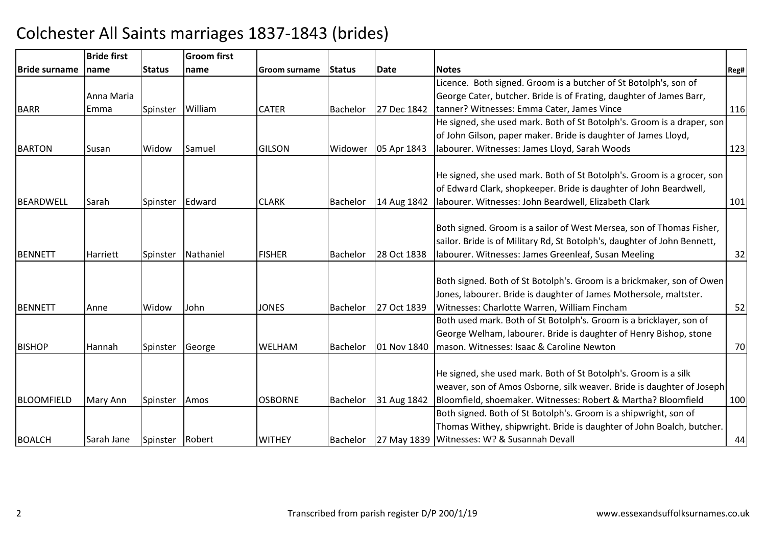# Colchester All Saints marriages 1837-1843 (brides)

| Bride surname | Bride first name | Status | Groom first name | Groom surname | Status | Date | Notes | Reg# |
|---|---|---|---|---|---|---|---|---|
| BARR | Anna Maria Emma | Spinster | William | CATER | Bachelor | 27 Dec 1842 | Licence. Both signed. Groom is a butcher of St Botolph's, son of George Cater, butcher. Bride is of Frating, daughter of James Barr, tanner? Witnesses: Emma Cater, James Vince | 116 |
| BARTON | Susan | Widow | Samuel | GILSON | Widower | 05 Apr 1843 | He signed, she used mark. Both of St Botolph's. Groom is a draper, son of John Gilson, paper maker. Bride is daughter of James Lloyd, labourer. Witnesses: James Lloyd, Sarah Woods | 123 |
| BEARDWELL | Sarah | Spinster | Edward | CLARK | Bachelor | 14 Aug 1842 | He signed, she used mark. Both of St Botolph's. Groom is a grocer, son of Edward Clark, shopkeeper. Bride is daughter of John Beardwell, labourer. Witnesses: John Beardwell, Elizabeth Clark | 101 |
| BENNETT | Harriett | Spinster | Nathaniel | FISHER | Bachelor | 28 Oct 1838 | Both signed. Groom is a sailor of West Mersea, son of Thomas Fisher, sailor. Bride is of Military Rd, St Botolph's, daughter of John Bennett, labourer. Witnesses: James Greenleaf, Susan Meeling | 32 |
| BENNETT | Anne | Widow | John | JONES | Bachelor | 27 Oct 1839 | Both signed. Both of St Botolph's. Groom is a brickmaker, son of Owen Jones, labourer. Bride is daughter of James Mothersole, maltster. Witnesses: Charlotte Warren, William Fincham | 52 |
| BISHOP | Hannah | Spinster | George | WELHAM | Bachelor | 01 Nov 1840 | Both used mark. Both of St Botolph's. Groom is a bricklayer, son of George Welham, labourer. Bride is daughter of Henry Bishop, stone mason. Witnesses: Isaac & Caroline Newton | 70 |
| BLOOMFIELD | Mary Ann | Spinster | Amos | OSBORNE | Bachelor | 31 Aug 1842 | He signed, she used mark. Both of St Botolph's. Groom is a silk weaver, son of Amos Osborne, silk weaver. Bride is daughter of Joseph Bloomfield, shoemaker. Witnesses: Robert & Martha? Bloomfield | 100 |
| BOALCH | Sarah Jane | Spinster | Robert | WITHEY | Bachelor | 27 May 1839 | Both signed. Both of St Botolph's. Groom is a shipwright, son of Thomas Withey, shipwright. Bride is daughter of John Boalch, butcher. Witnesses: W? & Susannah Devall | 44 |

Transcribed from parish register D/P 200/1/19

www.essexandsuffolksurnames.co.uk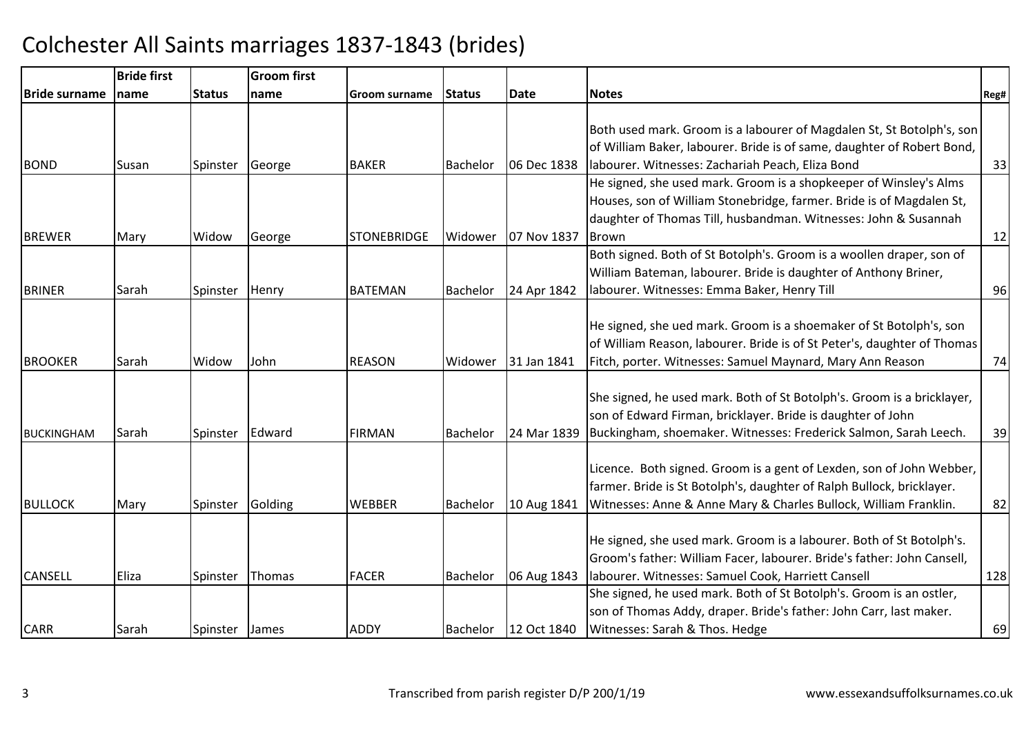# Colchester All Saints marriages 1837-1843 (brides)

| Bride surname | Bride first name | Status | Groom first name | Groom surname | Status | Date | Notes | Reg# |
|---|---|---|---|---|---|---|---|---|
| BOND | Susan | Spinster | George | BAKER | Bachelor | 06 Dec 1838 | Both used mark. Groom is a labourer of Magdalen St, St Botolph's, son of William Baker, labourer. Bride is of same, daughter of Robert Bond, labourer. Witnesses: Zachariah Peach, Eliza Bond | 33 |
| BREWER | Mary | Widow | George | STONEBRIDGE | Widower | 07 Nov 1837 | He signed, she used mark. Groom is a shopkeeper of Winsley's Alms Houses, son of William Stonebridge, farmer. Bride is of Magdalen St, daughter of Thomas Till, husbandman. Witnesses: John & Susannah Brown | 12 |
| BRINER | Sarah | Spinster | Henry | BATEMAN | Bachelor | 24 Apr 1842 | Both signed. Both of St Botolph's. Groom is a woollen draper, son of William Bateman, labourer. Bride is daughter of Anthony Briner, labourer. Witnesses: Emma Baker, Henry Till | 96 |
| BROOKER | Sarah | Widow | John | REASON | Widower | 31 Jan 1841 | He signed, she ued mark. Groom is a shoemaker of St Botolph's, son of William Reason, labourer. Bride is of St Peter's, daughter of Thomas Fitch, porter. Witnesses: Samuel Maynard, Mary Ann Reason | 74 |
| BUCKINGHAM | Sarah | Spinster | Edward | FIRMAN | Bachelor | 24 Mar 1839 | She signed, he used mark. Both of St Botolph's. Groom is a bricklayer, son of Edward Firman, bricklayer. Bride is daughter of John Buckingham, shoemaker. Witnesses: Frederick Salmon, Sarah Leech. | 39 |
| BULLOCK | Mary | Spinster | Golding | WEBBER | Bachelor | 10 Aug 1841 | Licence. Both signed. Groom is a gent of Lexden, son of John Webber, farmer. Bride is St Botolph's, daughter of Ralph Bullock, bricklayer. Witnesses: Anne & Anne Mary & Charles Bullock, William Franklin. | 82 |
| CANSELL | Eliza | Spinster | Thomas | FACER | Bachelor | 06 Aug 1843 | He signed, she used mark. Groom is a labourer. Both of St Botolph's. Groom's father: William Facer, labourer. Bride's father: John Cansell, labourer. Witnesses: Samuel Cook, Harriett Cansell | 128 |
| CARR | Sarah | Spinster | James | ADDY | Bachelor | 12 Oct 1840 | She signed, he used mark. Both of St Botolph's. Groom is an ostler, son of Thomas Addy, draper. Bride's father: John Carr, last maker. Witnesses: Sarah & Thos. Hedge | 69 |

Transcribed from parish register D/P 200/1/19 www.essexandsuffolksurnames.co.uk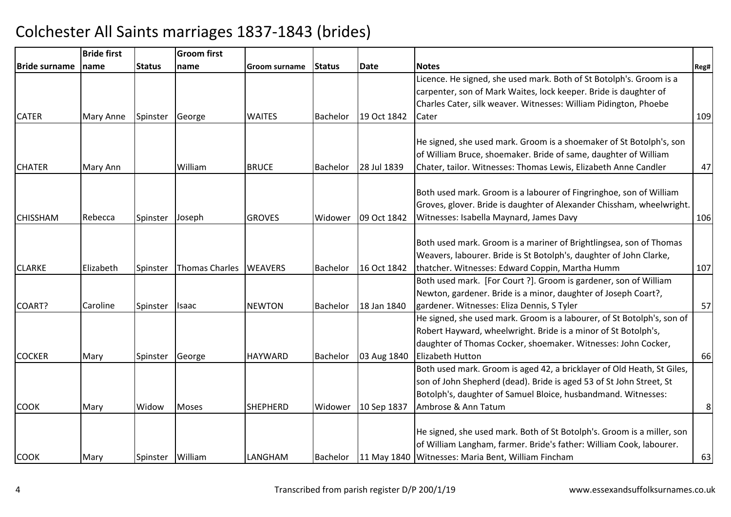# Colchester All Saints marriages 1837-1843 (brides)

| Bride surname | Bride first name | Status | Groom first name | Groom surname | Status | Date | Notes | Reg# |
|---|---|---|---|---|---|---|---|---|
| CATER | Mary Anne | Spinster | George | WAITES | Bachelor | 19 Oct 1842 | Licence. He signed, she used mark. Both of St Botolph's. Groom is a carpenter, son of Mark Waites, lock keeper. Bride is daughter of Charles Cater, silk weaver. Witnesses: William Pidington, Phoebe Cater | 109 |
| CHATER | Mary Ann | | William | BRUCE | Bachelor | 28 Jul 1839 | He signed, she used mark. Groom is a shoemaker of St Botolph's, son of William Bruce, shoemaker. Bride of same, daughter of William Chater, tailor. Witnesses: Thomas Lewis, Elizabeth Anne Candler | 47 |
| CHISSHAM | Rebecca | Spinster | Joseph | GROVES | Widower | 09 Oct 1842 | Both used mark. Groom is a labourer of Fingringhoe, son of William Groves, glover. Bride is daughter of Alexander Chissham, wheelwright. Witnesses: Isabella Maynard, James Davy | 106 |
| CLARKE | Elizabeth | Spinster | Thomas Charles | WEAVERS | Bachelor | 16 Oct 1842 | Both used mark. Groom is a mariner of Brightlingsea, son of Thomas Weavers, labourer. Bride is St Botolph's, daughter of John Clarke, thatcher. Witnesses: Edward Coppin, Martha Humm | 107 |
| COART? | Caroline | Spinster | Isaac | NEWTON | Bachelor | 18 Jan 1840 | Both used mark. [For Court ?]. Groom is gardener, son of William Newton, gardener. Bride is a minor, daughter of Joseph Coart?, gardener. Witnesses: Eliza Dennis, S Tyler | 57 |
| COCKER | Mary | Spinster | George | HAYWARD | Bachelor | 03 Aug 1840 | He signed, she used mark. Groom is a labourer, of St Botolph's, son of Robert Hayward, wheelwright. Bride is a minor of St Botolph's, daughter of Thomas Cocker, shoemaker. Witnesses: John Cocker, Elizabeth Hutton | 66 |
| COOK | Mary | Widow | Moses | SHEPHERD | Widower | 10 Sep 1837 | Both used mark. Groom is aged 42, a bricklayer of Old Heath, St Giles, son of John Shepherd (dead). Bride is aged 53 of St John Street, St Botolph's, daughter of Samuel Bloice, husbandmand. Witnesses: Ambrose & Ann Tatum | 8 |
| COOK | Mary | Spinster | William | LANGHAM | Bachelor | 11 May 1840 | He signed, she used mark. Both of St Botolph's. Groom is a miller, son of William Langham, farmer. Bride's father: William Cook, labourer. Witnesses: Maria Bent, William Fincham | 63 |

Transcribed from parish register D/P 200/1/19 www.essexandsuffolksurnames.co.uk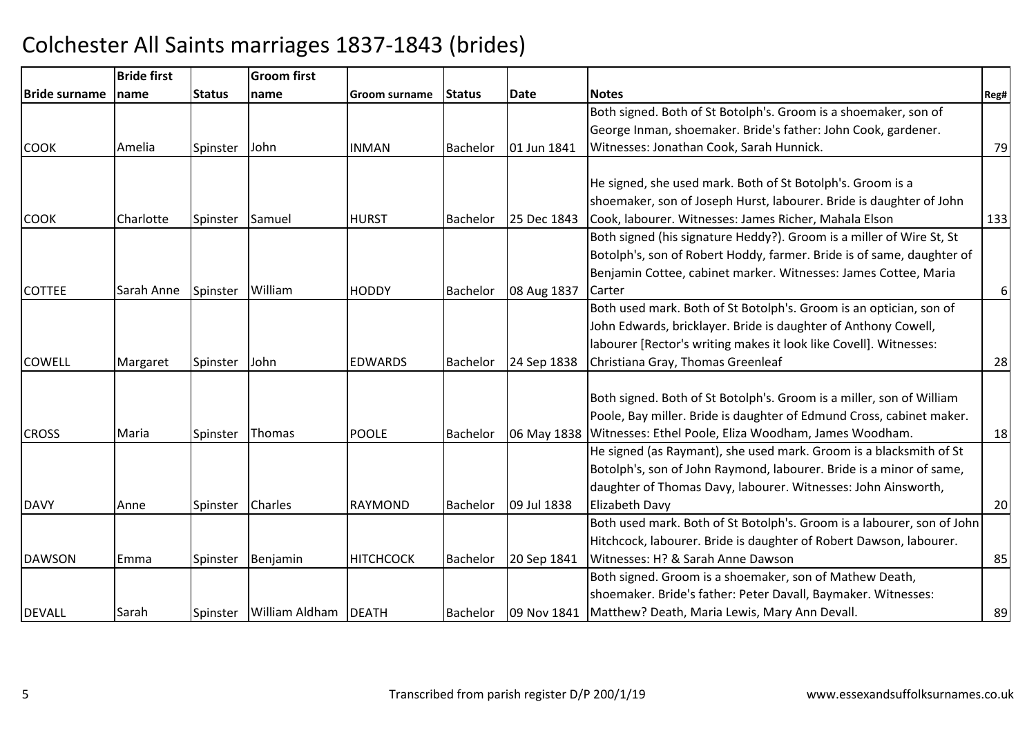# Colchester All Saints marriages 1837-1843 (brides)

| Bride surname | Bride first name | Status | Groom first name | Groom surname | Status | Date | Notes | Reg# |
|---|---|---|---|---|---|---|---|---|
| COOK | Amelia | Spinster | John | INMAN | Bachelor | 01 Jun 1841 | Both signed. Both of St Botolph's. Groom is a shoemaker, son of George Inman, shoemaker. Bride's father: John Cook, gardener. Witnesses: Jonathan Cook, Sarah Hunnick. | 79 |
| COOK | Charlotte | Spinster | Samuel | HURST | Bachelor | 25 Dec 1843 | He signed, she used mark. Both of St Botolph's. Groom is a shoemaker, son of Joseph Hurst, labourer. Bride is daughter of John Cook, labourer. Witnesses: James Richer, Mahala Elson | 133 |
| COTTEE | Sarah Anne | Spinster | William | HODDY | Bachelor | 08 Aug 1837 | Both signed (his signature Heddy?). Groom is a miller of Wire St, St Botolph's, son of Robert Hoddy, farmer. Bride is of same, daughter of Benjamin Cottee, cabinet marker. Witnesses: James Cottee, Maria Carter | 6 |
| COWELL | Margaret | Spinster | John | EDWARDS | Bachelor | 24 Sep 1838 | Both used mark. Both of St Botolph's. Groom is an optician, son of John Edwards, bricklayer. Bride is daughter of Anthony Cowell, labourer [Rector's writing makes it look like Covell]. Witnesses: Christiana Gray, Thomas Greenleaf | 28 |
| CROSS | Maria | Spinster | Thomas | POOLE | Bachelor | 06 May 1838 | Both signed. Both of St Botolph's. Groom is a miller, son of William Poole, Bay miller. Bride is daughter of Edmund Cross, cabinet maker. Witnesses: Ethel Poole, Eliza Woodham, James Woodham. | 18 |
| DAVY | Anne | Spinster | Charles | RAYMOND | Bachelor | 09 Jul 1838 | He signed (as Raymant), she used mark. Groom is a blacksmith of St Botolph's, son of John Raymond, labourer. Bride is a minor of same, daughter of Thomas Davy, labourer. Witnesses: John Ainsworth, Elizabeth Davy | 20 |
| DAWSON | Emma | Spinster | Benjamin | HITCHCOCK | Bachelor | 20 Sep 1841 | Both used mark. Both of St Botolph's. Groom is a labourer, son of John Hitchcock, labourer. Bride is daughter of Robert Dawson, labourer. Witnesses: H? & Sarah Anne Dawson | 85 |
| DEVALL | Sarah | Spinster | William Aldham | DEATH | Bachelor | 09 Nov 1841 | Both signed. Groom is a shoemaker, son of Mathew Death, shoemaker. Bride's father: Peter Davall, Baymaker. Witnesses: Matthew? Death, Maria Lewis, Mary Ann Devall. | 89 |

Transcribed from parish register D/P 200/1/19

www.essexandsuffolksurnames.co.uk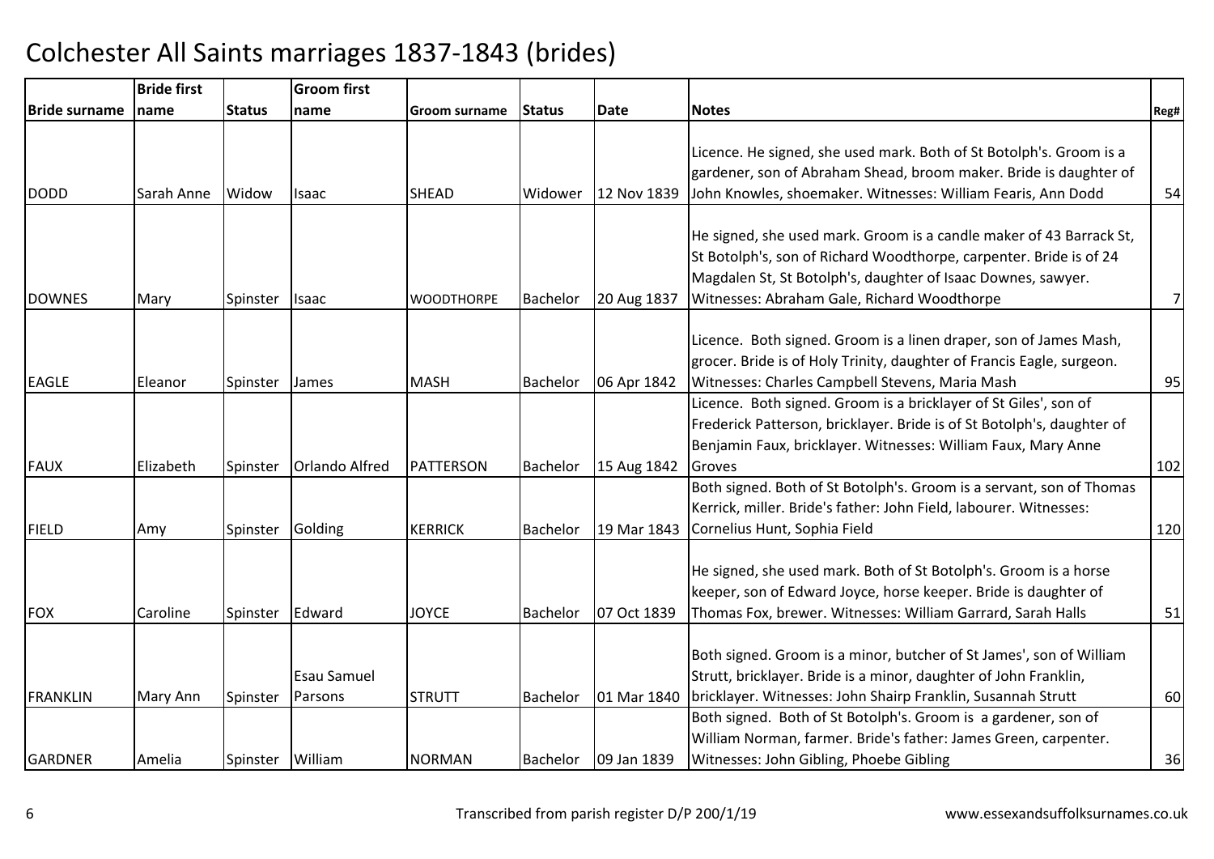# Colchester All Saints marriages 1837-1843 (brides)

| Bride surname | Bride first name | Status | Groom first name | Groom surname | Status | Date | Notes | Reg# |
|---|---|---|---|---|---|---|---|---|
| DODD | Sarah Anne | Widow | Isaac | SHEAD | Widower | 12 Nov 1839 | Licence. He signed, she used mark. Both of St Botolph's. Groom is a gardener, son of Abraham Shead, broom maker. Bride is daughter of John Knowles, shoemaker. Witnesses: William Fearis, Ann Dodd | 54 |
| DOWNES | Mary | Spinster | Isaac | WOODTHORPE | Bachelor | 20 Aug 1837 | He signed, she used mark. Groom is a candle maker of 43 Barrack St, St Botolph's, son of Richard Woodthorpe, carpenter. Bride is of 24 Magdalen St, St Botolph's, daughter of Isaac Downes, sawyer. Witnesses: Abraham Gale, Richard Woodthorpe | 7 |
| EAGLE | Eleanor | Spinster | James | MASH | Bachelor | 06 Apr 1842 | Licence. Both signed. Groom is a linen draper, son of James Mash, grocer. Bride is of Holy Trinity, daughter of Francis Eagle, surgeon. Witnesses: Charles Campbell Stevens, Maria Mash | 95 |
| FAUX | Elizabeth | Spinster | Orlando Alfred | PATTERSON | Bachelor | 15 Aug 1842 | Licence. Both signed. Groom is a bricklayer of St Giles', son of Frederick Patterson, bricklayer. Bride is of St Botolph's, daughter of Benjamin Faux, bricklayer. Witnesses: William Faux, Mary Anne Groves | 102 |
| FIELD | Amy | Spinster | Golding | KERRICK | Bachelor | 19 Mar 1843 | Both signed. Both of St Botolph's. Groom is a servant, son of Thomas Kerrick, miller. Bride's father: John Field, labourer. Witnesses: Cornelius Hunt, Sophia Field | 120 |
| FOX | Caroline | Spinster | Edward | JOYCE | Bachelor | 07 Oct 1839 | He signed, she used mark. Both of St Botolph's. Groom is a horse keeper, son of Edward Joyce, horse keeper. Bride is daughter of Thomas Fox, brewer. Witnesses: William Garrard, Sarah Halls | 51 |
| FRANKLIN | Mary Ann | Spinster | Esau Samuel Parsons | STRUTT | Bachelor | 01 Mar 1840 | Both signed. Groom is a minor, butcher of St James', son of William Strutt, bricklayer. Bride is a minor, daughter of John Franklin, bricklayer. Witnesses: John Shairp Franklin, Susannah Strutt | 60 |
| GARDNER | Amelia | Spinster | William | NORMAN | Bachelor | 09 Jan 1839 | Both signed. Both of St Botolph's. Groom is a gardener, son of William Norman, farmer. Bride's father: James Green, carpenter. Witnesses: John Gibling, Phoebe Gibling | 36 |

Transcribed from parish register D/P 200/1/19

www.essexandsuffolksurnames.co.uk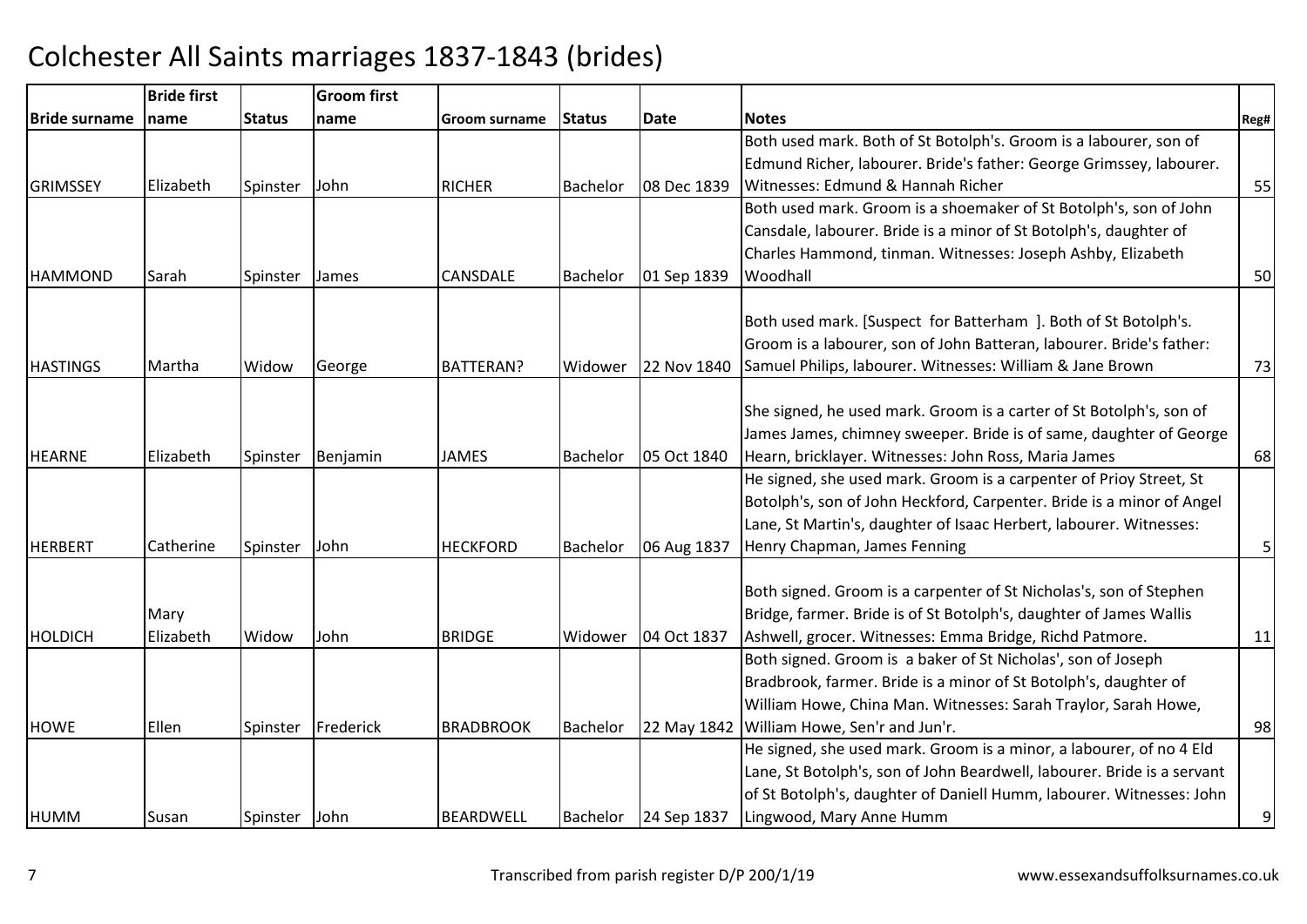# Colchester All Saints marriages 1837-1843 (brides)

| Bride surname | Bride first name | Status | Groom first name | Groom surname | Status | Date | Notes | Reg# |
|---|---|---|---|---|---|---|---|---|
| GRIMSSEY | Elizabeth | Spinster | John | RICHER | Bachelor | 08 Dec 1839 | Both used mark. Both of St Botolph's. Groom is a labourer, son of Edmund Richer, labourer. Bride's father: George Grimssey, labourer. Witnesses: Edmund & Hannah Richer | 55 |
| HAMMOND | Sarah | Spinster | James | CANSDALE | Bachelor | 01 Sep 1839 | Both used mark. Groom is a shoemaker of St Botolph's, son of John Cansdale, labourer. Bride is a minor of St Botolph's, daughter of Charles Hammond, tinman. Witnesses: Joseph Ashby, Elizabeth Woodhall | 50 |
| HASTINGS | Martha | Widow | George | BATTERAN? | Widower | 22 Nov 1840 | Both used mark. [Suspect for Batterham ]. Both of St Botolph's. Groom is a labourer, son of John Batteran, labourer. Bride's father: Samuel Philips, labourer. Witnesses: William & Jane Brown | 73 |
| HEARNE | Elizabeth | Spinster | Benjamin | JAMES | Bachelor | 05 Oct 1840 | She signed, he used mark. Groom is a carter of St Botolph's, son of James James, chimney sweeper. Bride is of same, daughter of George Hearn, bricklayer. Witnesses: John Ross, Maria James | 68 |
| HERBERT | Catherine | Spinster | John | HECKFORD | Bachelor | 06 Aug 1837 | He signed, she used mark. Groom is a carpenter of Prioy Street, St Botolph's, son of John Heckford, Carpenter. Bride is a minor of Angel Lane, St Martin's, daughter of Isaac Herbert, labourer. Witnesses: Henry Chapman, James Fenning | 5 |
| HOLDICH | Mary Elizabeth | Widow | John | BRIDGE | Widower | 04 Oct 1837 | Both signed. Groom is a carpenter of St Nicholas's, son of Stephen Bridge, farmer. Bride is of St Botolph's, daughter of James Wallis Ashwell, grocer. Witnesses: Emma Bridge, Richd Patmore. | 11 |
| HOWE | Ellen | Spinster | Frederick | BRADBROOK | Bachelor | 22 May 1842 | Both signed. Groom is a baker of St Nicholas', son of Joseph Bradbrook, farmer. Bride is a minor of St Botolph's, daughter of William Howe, China Man. Witnesses: Sarah Traylor, Sarah Howe, William Howe, Sen'r and Jun'r. | 98 |
| HUMM | Susan | Spinster | John | BEARDWELL | Bachelor | 24 Sep 1837 | He signed, she used mark. Groom is a minor, a labourer, of no 4 Eld Lane, St Botolph's, son of John Beardwell, labourer. Bride is a servant of St Botolph's, daughter of Daniell Humm, labourer. Witnesses: John Lingwood, Mary Anne Humm | 9 |

Transcribed from parish register D/P 200/1/19

www.essexandsuffolksurnames.co.uk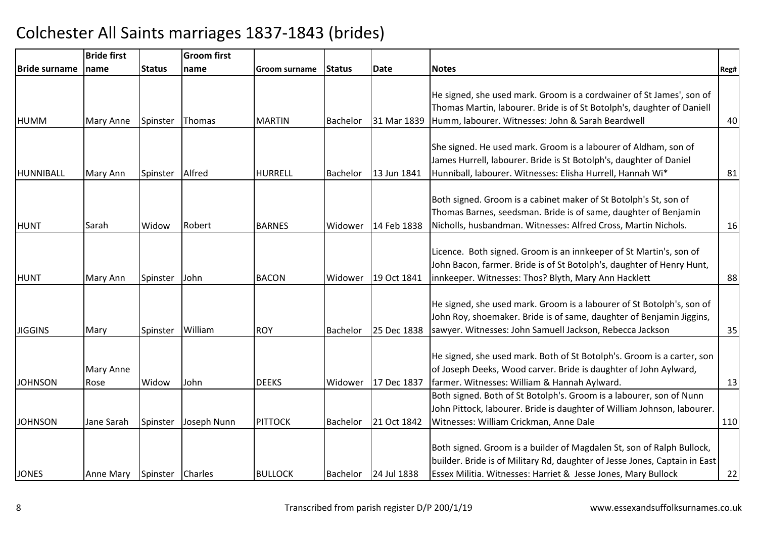# Colchester All Saints marriages 1837-1843 (brides)

| Bride surname | Bride first name | Status | Groom first name | Groom surname | Status | Date | Notes | Reg# |
|---|---|---|---|---|---|---|---|---|
| HUMM | Mary Anne | Spinster | Thomas | MARTIN | Bachelor | 31 Mar 1839 | He signed, she used mark. Groom is a cordwainer of St James', son of Thomas Martin, labourer. Bride is of St Botolph's, daughter of Daniell Humm, labourer. Witnesses: John & Sarah Beardwell | 40 |
| HUNNIBALL | Mary Ann | Spinster | Alfred | HURRELL | Bachelor | 13 Jun 1841 | She signed. He used mark. Groom is a labourer of Aldham, son of James Hurrell, labourer. Bride is St Botolph's, daughter of Daniel Hunniball, labourer. Witnesses: Elisha Hurrell, Hannah Wi* | 81 |
| HUNT | Sarah | Widow | Robert | BARNES | Widower | 14 Feb 1838 | Both signed. Groom is a cabinet maker of St Botolph's St, son of Thomas Barnes, seedsman. Bride is of same, daughter of Benjamin Nicholls, husbandman. Witnesses: Alfred Cross, Martin Nichols. | 16 |
| HUNT | Mary Ann | Spinster | John | BACON | Widower | 19 Oct 1841 | Licence. Both signed. Groom is an innkeeper of St Martin's, son of John Bacon, farmer. Bride is of St Botolph's, daughter of Henry Hunt, innkeeper. Witnesses: Thos? Blyth, Mary Ann Hacklett | 88 |
| JIGGINS | Mary | Spinster | William | ROY | Bachelor | 25 Dec 1838 | He signed, she used mark. Groom is a labourer of St Botolph's, son of John Roy, shoemaker. Bride is of same, daughter of Benjamin Jiggins, sawyer. Witnesses: John Samuell Jackson, Rebecca Jackson | 35 |
| JOHNSON | Mary Anne Rose | Widow | John | DEEKS | Widower | 17 Dec 1837 | He signed, she used mark. Both of St Botolph's. Groom is a carter, son of Joseph Deeks, Wood carver. Bride is daughter of John Aylward, farmer. Witnesses: William & Hannah Aylward. | 13 |
| JOHNSON | Jane Sarah | Spinster | Joseph Nunn | PITTOCK | Bachelor | 21 Oct 1842 | Both signed. Both of St Botolph's. Groom is a labourer, son of Nunn John Pittock, labourer. Bride is daughter of William Johnson, labourer. Witnesses: William Crickman, Anne Dale | 110 |
| JONES | Anne Mary | Spinster | Charles | BULLOCK | Bachelor | 24 Jul 1838 | Both signed. Groom is a builder of Magdalen St, son of Ralph Bullock, builder. Bride is of Military Rd, daughter of Jesse Jones, Captain in East Essex Militia. Witnesses: Harriet & Jesse Jones, Mary Bullock | 22 |

Transcribed from parish register D/P 200/1/19

www.essexandsuffolksurnames.co.uk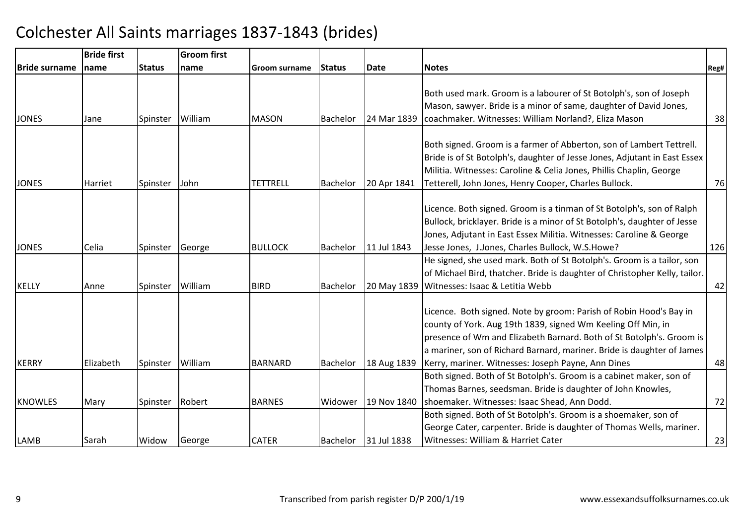# Colchester All Saints marriages 1837-1843 (brides)

| Bride surname | Bride first name | Status | Groom first name | Groom surname | Status | Date | Notes | Reg# |
|---|---|---|---|---|---|---|---|---|
| JONES | Jane | Spinster | William | MASON | Bachelor | 24 Mar 1839 | Both used mark. Groom is a labourer of St Botolph's, son of Joseph Mason, sawyer. Bride is a minor of same, daughter of David Jones, coachmaker. Witnesses: William Norland?, Eliza Mason | 38 |
| JONES | Harriet | Spinster | John | TETTRELL | Bachelor | 20 Apr 1841 | Both signed. Groom is a farmer of Abberton, son of Lambert Tettrell. Bride is of St Botolph's, daughter of Jesse Jones, Adjutant in East Essex Militia. Witnesses: Caroline & Celia Jones, Phillis Chaplin, George Tetterell, John Jones, Henry Cooper, Charles Bullock. | 76 |
| JONES | Celia | Spinster | George | BULLOCK | Bachelor | 11 Jul 1843 | Licence. Both signed. Groom is a tinman of St Botolph's, son of Ralph Bullock, bricklayer. Bride is a minor of St Botolph's, daughter of Jesse Jones, Adjutant in East Essex Militia. Witnesses: Caroline & George Jesse Jones, J.Jones, Charles Bullock, W.S.Howe? | 126 |
| KELLY | Anne | Spinster | William | BIRD | Bachelor | 20 May 1839 | He signed, she used mark. Both of St Botolph's. Groom is a tailor, son of Michael Bird, thatcher. Bride is daughter of Christopher Kelly, tailor. Witnesses: Isaac & Letitia Webb | 42 |
| KERRY | Elizabeth | Spinster | William | BARNARD | Bachelor | 18 Aug 1839 | Licence. Both signed. Note by groom: Parish of Robin Hood's Bay in county of York. Aug 19th 1839, signed Wm Keeling Off Min, in presence of Wm and Elizabeth Barnard. Both of St Botolph's. Groom is a mariner, son of Richard Barnard, mariner. Bride is daughter of James Kerry, mariner. Witnesses: Joseph Payne, Ann Dines | 48 |
| KNOWLES | Mary | Spinster | Robert | BARNES | Widower | 19 Nov 1840 | Both signed. Both of St Botolph's. Groom is a cabinet maker, son of Thomas Barnes, seedsman. Bride is daughter of John Knowles, shoemaker. Witnesses: Isaac Shead, Ann Dodd. | 72 |
| LAMB | Sarah | Widow | George | CATER | Bachelor | 31 Jul 1838 | Both signed. Both of St Botolph's. Groom is a shoemaker, son of George Cater, carpenter. Bride is daughter of Thomas Wells, mariner. Witnesses: William & Harriet Cater | 23 |

Transcribed from parish register D/P 200/1/19 www.essexandsuffolksurnames.co.uk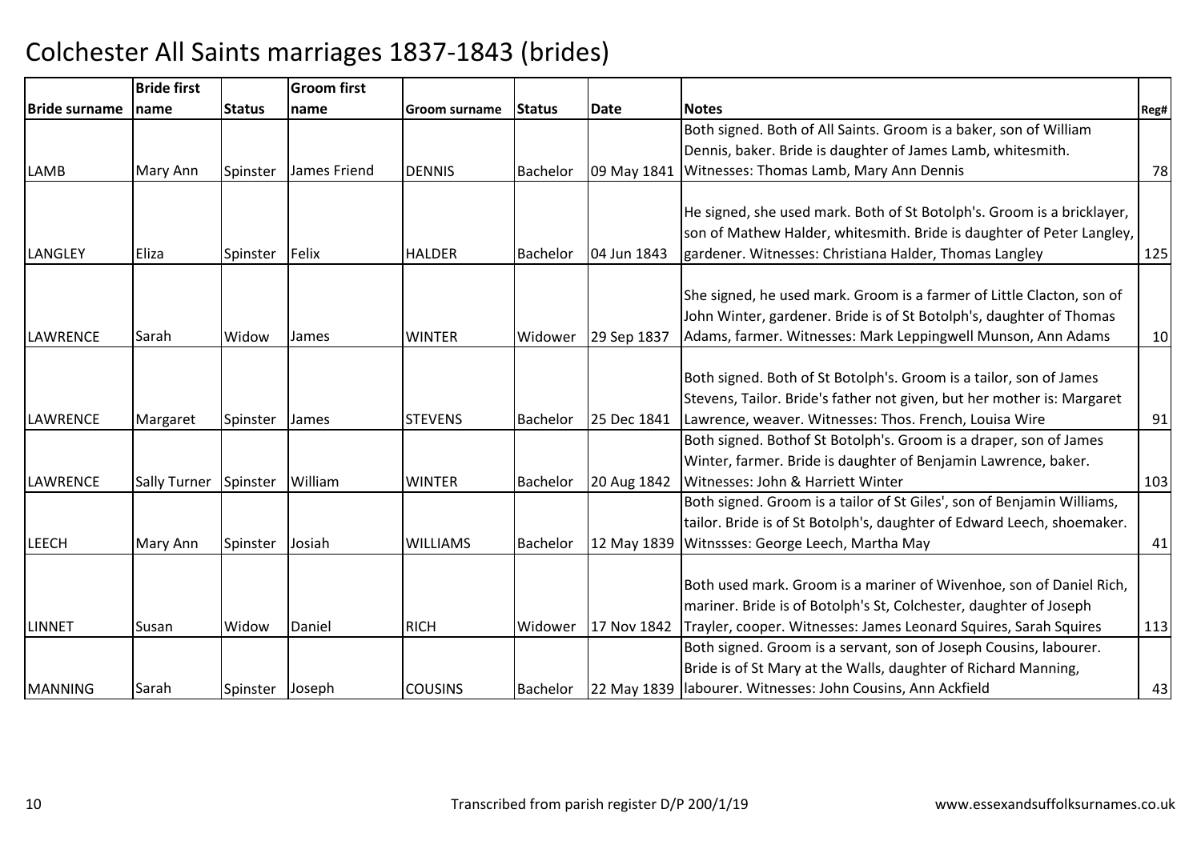# Colchester All Saints marriages 1837-1843 (brides)

| Bride surname | Bride first name | Status | Groom first name | Groom surname | Status | Date | Notes | Reg# |
|---|---|---|---|---|---|---|---|---|
| LAMB | Mary Ann | Spinster | James Friend | DENNIS | Bachelor | 09 May 1841 | Both signed. Both of All Saints. Groom is a baker, son of William Dennis, baker. Bride is daughter of James Lamb, whitesmith. Witnesses: Thomas Lamb, Mary Ann Dennis | 78 |
| LANGLEY | Eliza | Spinster | Felix | HALDER | Bachelor | 04 Jun 1843 | He signed, she used mark. Both of St Botolph's. Groom is a bricklayer, son of Mathew Halder, whitesmith. Bride is daughter of Peter Langley, gardener. Witnesses: Christiana Halder, Thomas Langley | 125 |
| LAWRENCE | Sarah | Widow | James | WINTER | Widower | 29 Sep 1837 | She signed, he used mark. Groom is a farmer of Little Clacton, son of John Winter, gardener. Bride is of St Botolph's, daughter of Thomas Adams, farmer. Witnesses: Mark Leppingwell Munson, Ann Adams | 10 |
| LAWRENCE | Margaret | Spinster | James | STEVENS | Bachelor | 25 Dec 1841 | Both signed. Both of St Botolph's. Groom is a tailor, son of James Stevens, Tailor. Bride's father not given, but her mother is: Margaret Lawrence, weaver. Witnesses: Thos. French, Louisa Wire | 91 |
| LAWRENCE | Sally Turner | Spinster | William | WINTER | Bachelor | 20 Aug 1842 | Both signed. Bothof St Botolph's. Groom is a draper, son of James Winter, farmer. Bride is daughter of Benjamin Lawrence, baker. Witnesses: John & Harriett Winter | 103 |
| LEECH | Mary Ann | Spinster | Josiah | WILLIAMS | Bachelor | 12 May 1839 | Both signed. Groom is a tailor of St Giles', son of Benjamin Williams, tailor. Bride is of St Botolph's, daughter of Edward Leech, shoemaker. Witnssses: George Leech, Martha May | 41 |
| LINNET | Susan | Widow | Daniel | RICH | Widower | 17 Nov 1842 | Both used mark. Groom is a mariner of Wivenhoe, son of Daniel Rich, mariner. Bride is of Botolph's St, Colchester, daughter of Joseph Trayler, cooper. Witnesses: James Leonard Squires, Sarah Squires | 113 |
| MANNING | Sarah | Spinster | Joseph | COUSINS | Bachelor | 22 May 1839 | Both signed. Groom is a servant, son of Joseph Cousins, labourer. Bride is of St Mary at the Walls, daughter of Richard Manning, labourer. Witnesses: John Cousins, Ann Ackfield | 43 |

Transcribed from parish register D/P 200/1/19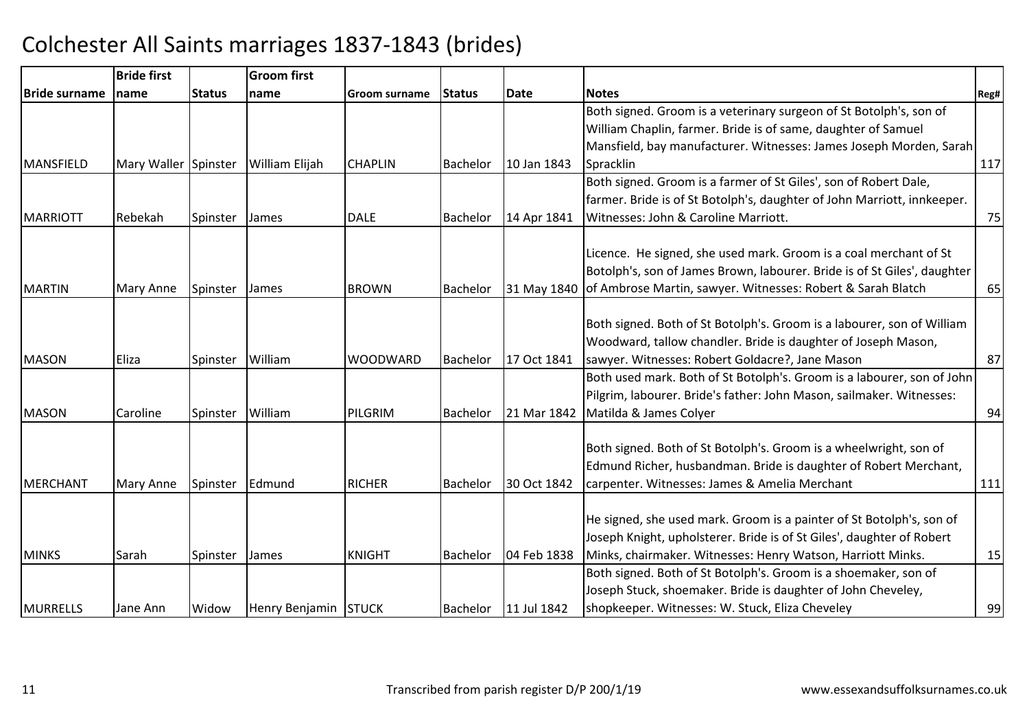# Colchester All Saints marriages 1837-1843 (brides)

| Bride surname | Bride first name | Status | Groom first name | Groom surname | Status | Date | Notes | Reg# |
|---|---|---|---|---|---|---|---|---|
| MANSFIELD | Mary Waller | Spinster | William Elijah | CHAPLIN | Bachelor | 10 Jan 1843 | Both signed. Groom is a veterinary surgeon of St Botolph's, son of William Chaplin, farmer. Bride is of same, daughter of Samuel Mansfield, bay manufacturer. Witnesses: James Joseph Morden, Sarah Spracklin | 117 |
| MARRIOTT | Rebekah | Spinster | James | DALE | Bachelor | 14 Apr 1841 | Both signed. Groom is a farmer of St Giles', son of Robert Dale, farmer. Bride is of St Botolph's, daughter of John Marriott, innkeeper. Witnesses: John & Caroline Marriott. | 75 |
| MARTIN | Mary Anne | Spinster | James | BROWN | Bachelor | 31 May 1840 | Licence. He signed, she used mark. Groom is a coal merchant of St Botolph's, son of James Brown, labourer. Bride is of St Giles', daughter of Ambrose Martin, sawyer. Witnesses: Robert & Sarah Blatch | 65 |
| MASON | Eliza | Spinster | William | WOODWARD | Bachelor | 17 Oct 1841 | Both signed. Both of St Botolph's. Groom is a labourer, son of William Woodward, tallow chandler. Bride is daughter of Joseph Mason, sawyer. Witnesses: Robert Goldacre?, Jane Mason | 87 |
| MASON | Caroline | Spinster | William | PILGRIM | Bachelor | 21 Mar 1842 | Both used mark. Both of St Botolph's. Groom is a labourer, son of John Pilgrim, labourer. Bride's father: John Mason, sailmaker. Witnesses: Matilda & James Colyer | 94 |
| MERCHANT | Mary Anne | Spinster | Edmund | RICHER | Bachelor | 30 Oct 1842 | Both signed. Both of St Botolph's. Groom is a wheelwright, son of Edmund Richer, husbandman. Bride is daughter of Robert Merchant, carpenter. Witnesses: James & Amelia Merchant | 111 |
| MINKS | Sarah | Spinster | James | KNIGHT | Bachelor | 04 Feb 1838 | He signed, she used mark. Groom is a painter of St Botolph's, son of Joseph Knight, upholsterer. Bride is of St Giles', daughter of Robert Minks, chairmaker. Witnesses: Henry Watson, Harriott Minks. | 15 |
| MURRELLS | Jane Ann | Widow | Henry Benjamin | STUCK | Bachelor | 11 Jul 1842 | Both signed. Both of St Botolph's. Groom is a shoemaker, son of Joseph Stuck, shoemaker. Bride is daughter of John Cheveley, shopkeeper. Witnesses: W. Stuck, Eliza Cheveley | 99 |

Transcribed from parish register D/P 200/1/19

www.essexandsuffolksurnames.co.uk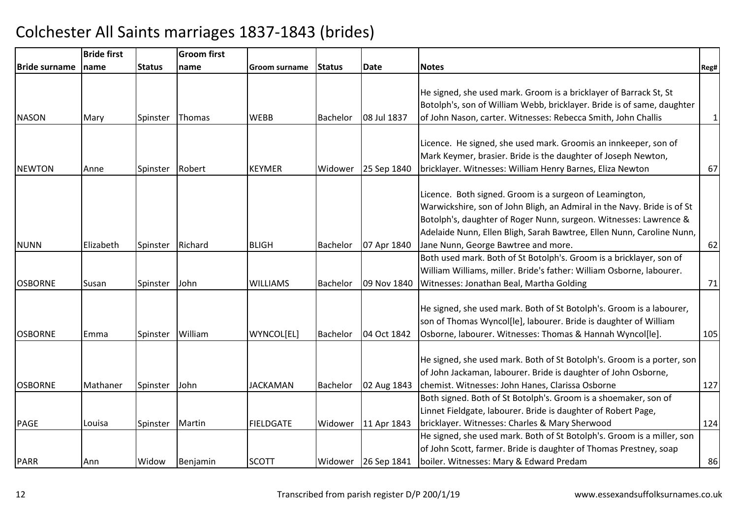# Colchester All Saints marriages 1837-1843 (brides)

| Bride surname | Bride first name | Status | Groom first name | Groom surname | Status | Date | Notes | Reg# |
|---|---|---|---|---|---|---|---|---|
| NASON | Mary | Spinster | Thomas | WEBB | Bachelor | 08 Jul 1837 | He signed, she used mark. Groom is a bricklayer of Barrack St, St Botolph's, son of William Webb, bricklayer. Bride is of same, daughter of John Nason, carter. Witnesses: Rebecca Smith, John Challis | 1 |
| NEWTON | Anne | Spinster | Robert | KEYMER | Widower | 25 Sep 1840 | Licence. He signed, she used mark. Groomis an innkeeper, son of Mark Keymer, brasier. Bride is the daughter of Joseph Newton, bricklayer. Witnesses: William Henry Barnes, Eliza Newton | 67 |
| NUNN | Elizabeth | Spinster | Richard | BLIGH | Bachelor | 07 Apr 1840 | Licence. Both signed. Groom is a surgeon of Leamington, Warwickshire, son of John Bligh, an Admiral in the Navy. Bride is of St Botolph's, daughter of Roger Nunn, surgeon. Witnesses: Lawrence & Adelaide Nunn, Ellen Bligh, Sarah Bawtree, Ellen Nunn, Caroline Nunn, Jane Nunn, George Bawtree and more. | 62 |
| OSBORNE | Susan | Spinster | John | WILLIAMS | Bachelor | 09 Nov 1840 | Both used mark. Both of St Botolph's. Groom is a bricklayer, son of William Williams, miller. Bride's father: William Osborne, labourer. Witnesses: Jonathan Beal, Martha Golding | 71 |
| OSBORNE | Emma | Spinster | William | WYNCOL[EL] | Bachelor | 04 Oct 1842 | He signed, she used mark. Both of St Botolph's. Groom is a labourer, son of Thomas Wyncol[le], labourer. Bride is daughter of William Osborne, labourer. Witnesses: Thomas & Hannah Wyncol[le]. | 105 |
| OSBORNE | Mathaner | Spinster | John | JACKAMAN | Bachelor | 02 Aug 1843 | He signed, she used mark. Both of St Botolph's. Groom is a porter, son of John Jackaman, labourer. Bride is daughter of John Osborne, chemist. Witnesses: John Hanes, Clarissa Osborne | 127 |
| PAGE | Louisa | Spinster | Martin | FIELDGATE | Widower | 11 Apr 1843 | Both signed. Both of St Botolph's. Groom is a shoemaker, son of Linnet Fieldgate, labourer. Bride is daughter of Robert Page, bricklayer. Witnesses: Charles & Mary Sherwood | 124 |
| PARR | Ann | Widow | Benjamin | SCOTT | Widower | 26 Sep 1841 | He signed, she used mark. Both of St Botolph's. Groom is a miller, son of John Scott, farmer. Bride is daughter of Thomas Prestney, soap boiler. Witnesses: Mary & Edward Predam | 86 |

Transcribed from parish register D/P 200/1/19

www.essexandsuffolksurnames.co.uk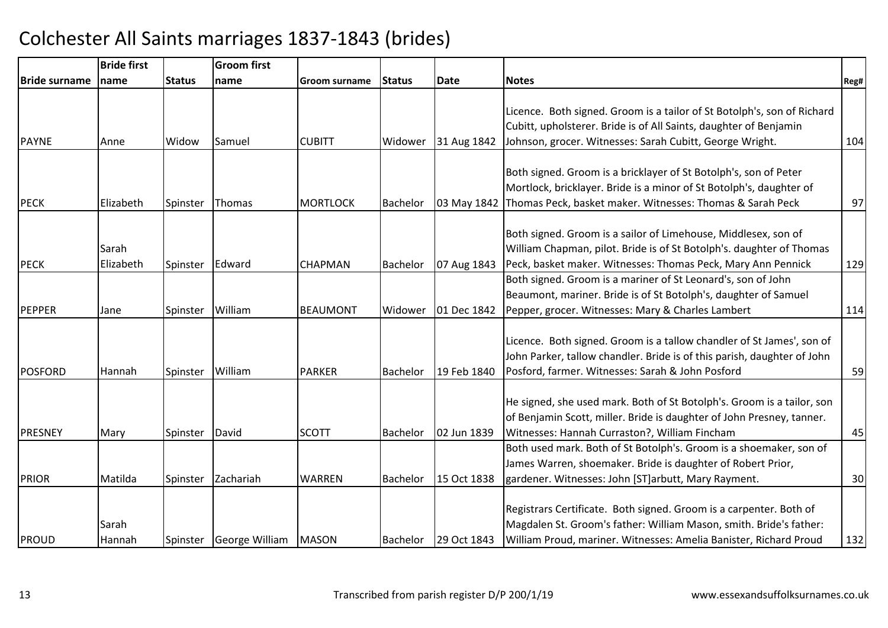# Colchester All Saints marriages 1837-1843 (brides)

| Bride surname | Bride first name | Status | Groom first name | Groom surname | Status | Date | Notes | Reg# |
|---|---|---|---|---|---|---|---|---|
| PAYNE | Anne | Widow | Samuel | CUBITT | Widower | 31 Aug 1842 | Licence. Both signed. Groom is a tailor of St Botolph's, son of Richard Cubitt, upholsterer. Bride is of All Saints, daughter of Benjamin Johnson, grocer. Witnesses: Sarah Cubitt, George Wright. | 104 |
| PECK | Elizabeth | Spinster | Thomas | MORTLOCK | Bachelor | 03 May 1842 | Both signed. Groom is a bricklayer of St Botolph's, son of Peter Mortlock, bricklayer. Bride is a minor of St Botolph's, daughter of Thomas Peck, basket maker. Witnesses: Thomas & Sarah Peck | 97 |
| PECK | Sarah Elizabeth | Spinster | Edward | CHAPMAN | Bachelor | 07 Aug 1843 | Both signed. Groom is a sailor of Limehouse, Middlesex, son of William Chapman, pilot. Bride is of St Botolph's. daughter of Thomas Peck, basket maker. Witnesses: Thomas Peck, Mary Ann Pennick | 129 |
| PEPPER | Jane | Spinster | William | BEAUMONT | Widower | 01 Dec 1842 | Both signed. Groom is a mariner of St Leonard's, son of John Beaumont, mariner. Bride is of St Botolph's, daughter of Samuel Pepper, grocer. Witnesses: Mary & Charles Lambert | 114 |
| POSFORD | Hannah | Spinster | William | PARKER | Bachelor | 19 Feb 1840 | Licence. Both signed. Groom is a tallow chandler of St James', son of John Parker, tallow chandler. Bride is of this parish, daughter of John Posford, farmer. Witnesses: Sarah & John Posford | 59 |
| PRESNEY | Mary | Spinster | David | SCOTT | Bachelor | 02 Jun 1839 | He signed, she used mark. Both of St Botolph's. Groom is a tailor, son of Benjamin Scott, miller. Bride is daughter of John Presney, tanner. Witnesses: Hannah Curraston?, William Fincham | 45 |
| PRIOR | Matilda | Spinster | Zachariah | WARREN | Bachelor | 15 Oct 1838 | Both used mark. Both of St Botolph's. Groom is a shoemaker, son of James Warren, shoemaker. Bride is daughter of Robert Prior, gardener. Witnesses: John [ST]arbutt, Mary Rayment. | 30 |
| PROUD | Sarah Hannah | Spinster | George William | MASON | Bachelor | 29 Oct 1843 | Registrars Certificate. Both signed. Groom is a carpenter. Both of Magdalen St. Groom's father: William Mason, smith. Bride's father: William Proud, mariner. Witnesses: Amelia Banister, Richard Proud | 132 |

Transcribed from parish register D/P 200/1/19

www.essexandsuffolksurnames.co.uk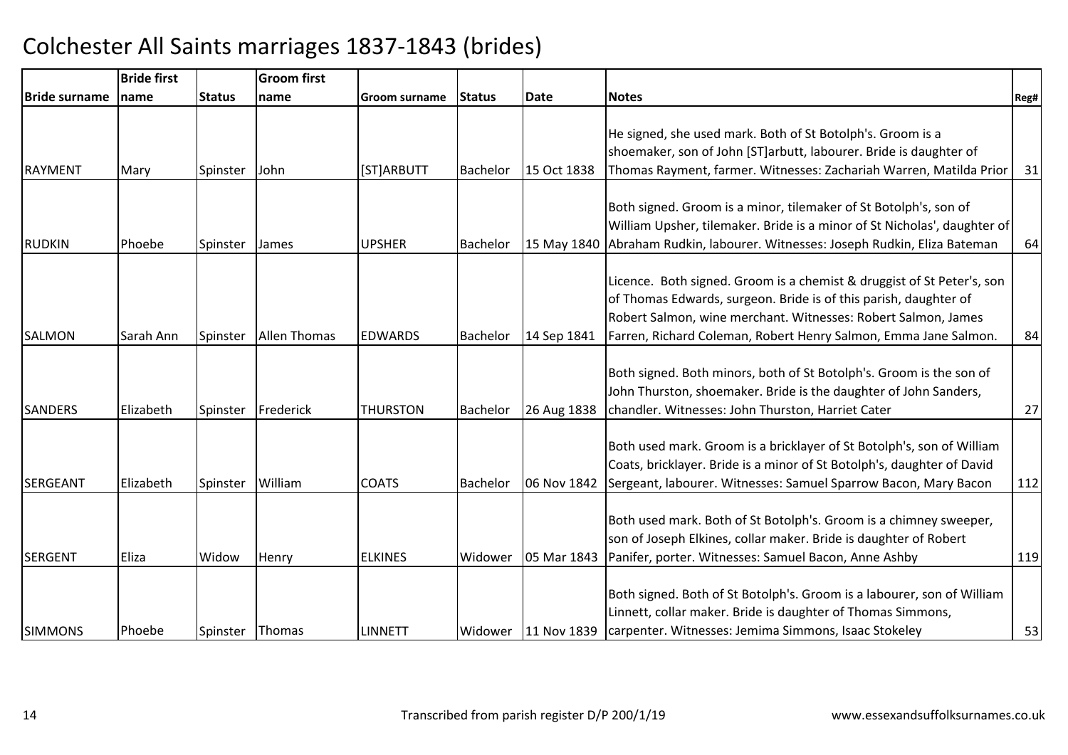# Colchester All Saints marriages 1837-1843 (brides)

| Bride surname | Bride first name | Status | Groom first name | Groom surname | Status | Date | Notes | Reg# |
|---|---|---|---|---|---|---|---|---|
| RAYMENT | Mary | Spinster | John | [ST]ARBUTT | Bachelor | 15 Oct 1838 | He signed, she used mark. Both of St Botolph's. Groom is a shoemaker, son of John [ST]arbutt, labourer. Bride is daughter of Thomas Rayment, farmer. Witnesses: Zachariah Warren, Matilda Prior | 31 |
| RUDKIN | Phoebe | Spinster | James | UPSHER | Bachelor | 15 May 1840 | Both signed. Groom is a minor, tilemaker of St Botolph's, son of William Upsher, tilemaker. Bride is a minor of St Nicholas', daughter of Abraham Rudkin, labourer. Witnesses: Joseph Rudkin, Eliza Bateman | 64 |
| SALMON | Sarah Ann | Spinster | Allen Thomas | EDWARDS | Bachelor | 14 Sep 1841 | Licence. Both signed. Groom is a chemist & druggist of St Peter's, son of Thomas Edwards, surgeon. Bride is of this parish, daughter of Robert Salmon, wine merchant. Witnesses: Robert Salmon, James Farren, Richard Coleman, Robert Henry Salmon, Emma Jane Salmon. | 84 |
| SANDERS | Elizabeth | Spinster | Frederick | THURSTON | Bachelor | 26 Aug 1838 | Both signed. Both minors, both of St Botolph's. Groom is the son of John Thurston, shoemaker. Bride is the daughter of John Sanders, chandler. Witnesses: John Thurston, Harriet Cater | 27 |
| SERGEANT | Elizabeth | Spinster | William | COATS | Bachelor | 06 Nov 1842 | Both used mark. Groom is a bricklayer of St Botolph's, son of William Coats, bricklayer. Bride is a minor of St Botolph's, daughter of David Sergeant, labourer. Witnesses: Samuel Sparrow Bacon, Mary Bacon | 112 |
| SERGENT | Eliza | Widow | Henry | ELKINES | Widower | 05 Mar 1843 | Both used mark. Both of St Botolph's. Groom is a chimney sweeper, son of Joseph Elkines, collar maker. Bride is daughter of Robert Panifer, porter. Witnesses: Samuel Bacon, Anne Ashby | 119 |
| SIMMONS | Phoebe | Spinster | Thomas | LINNETT | Widower | 11 Nov 1839 | Both signed. Both of St Botolph's. Groom is a labourer, son of William Linnett, collar maker. Bride is daughter of Thomas Simmons, carpenter. Witnesses: Jemima Simmons, Isaac Stokeley | 53 |

Transcribed from parish register D/P 200/1/19

www.essexandsuffolksurnames.co.uk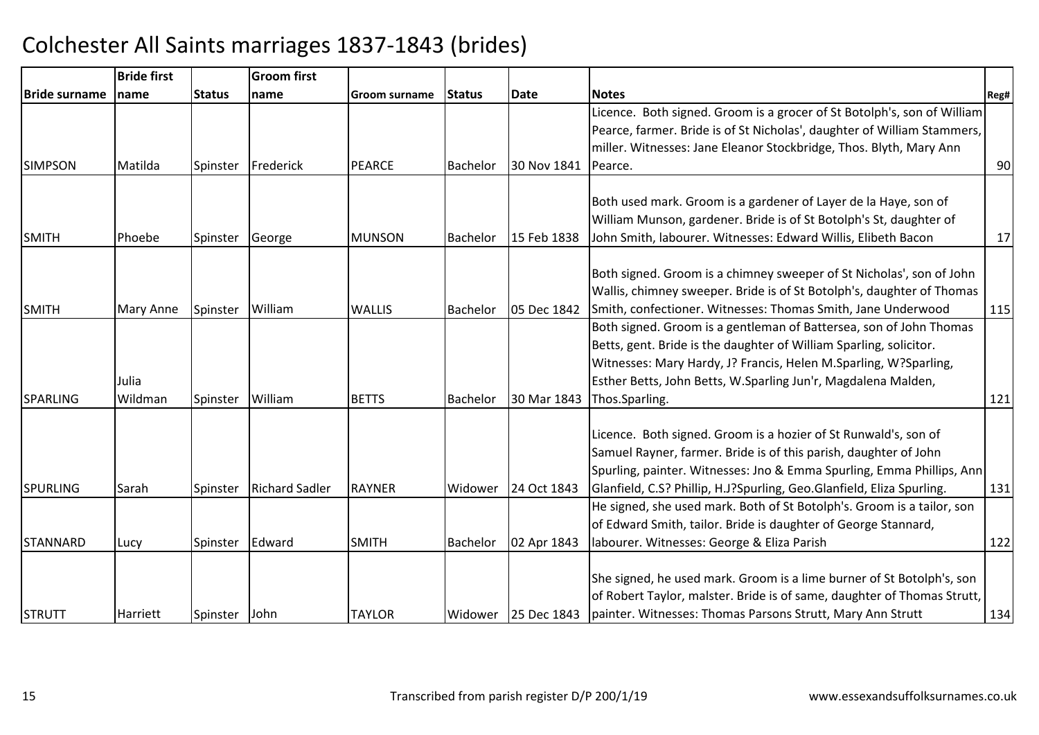# Colchester All Saints marriages 1837-1843 (brides)

| Bride surname | Bride first name | Status | Groom first name | Groom surname | Status | Date | Notes | Reg# |
|---|---|---|---|---|---|---|---|---|
| SIMPSON | Matilda | Spinster | Frederick | PEARCE | Bachelor | 30 Nov 1841 | Licence. Both signed. Groom is a grocer of St Botolph's, son of William Pearce, farmer. Bride is of St Nicholas', daughter of William Stammers, miller. Witnesses: Jane Eleanor Stockbridge, Thos. Blyth, Mary Ann Pearce. | 90 |
| SMITH | Phoebe | Spinster | George | MUNSON | Bachelor | 15 Feb 1838 | Both used mark. Groom is a gardener of Layer de la Haye, son of William Munson, gardener. Bride is of St Botolph's St, daughter of John Smith, labourer. Witnesses: Edward Willis, Elibeth Bacon | 17 |
| SMITH | Mary Anne | Spinster | William | WALLIS | Bachelor | 05 Dec 1842 | Both signed. Groom is a chimney sweeper of St Nicholas', son of John Wallis, chimney sweeper. Bride is of St Botolph's, daughter of Thomas Smith, confectioner. Witnesses: Thomas Smith, Jane Underwood | 115 |
| SPARLING | Julia Wildman | Spinster | William | BETTS | Bachelor | 30 Mar 1843 | Both signed. Groom is a gentleman of Battersea, son of John Thomas Betts, gent. Bride is the daughter of William Sparling, solicitor. Witnesses: Mary Hardy, J? Francis, Helen M.Sparling, W?Sparling, Esther Betts, John Betts, W.Sparling Jun'r, Magdalena Malden, Thos.Sparling. | 121 |
| SPURLING | Sarah | Spinster | Richard Sadler | RAYNER | Widower | 24 Oct 1843 | Licence. Both signed. Groom is a hozier of St Runwald's, son of Samuel Rayner, farmer. Bride is of this parish, daughter of John Spurling, painter. Witnesses: Jno & Emma Spurling, Emma Phillips, Ann Glanfield, C.S? Phillip, H.J?Spurling, Geo.Glanfield, Eliza Spurling. | 131 |
| STANNARD | Lucy | Spinster | Edward | SMITH | Bachelor | 02 Apr 1843 | He signed, she used mark. Both of St Botolph's. Groom is a tailor, son of Edward Smith, tailor. Bride is daughter of George Stannard, labourer. Witnesses: George & Eliza Parish | 122 |
| STRUTT | Harriett | Spinster | John | TAYLOR | Widower | 25 Dec 1843 | She signed, he used mark. Groom is a lime burner of St Botolph's, son of Robert Taylor, malster. Bride is of same, daughter of Thomas Strutt, painter. Witnesses: Thomas Parsons Strutt, Mary Ann Strutt | 134 |

Transcribed from parish register D/P 200/1/19 www.essexandsuffolksurnames.co.uk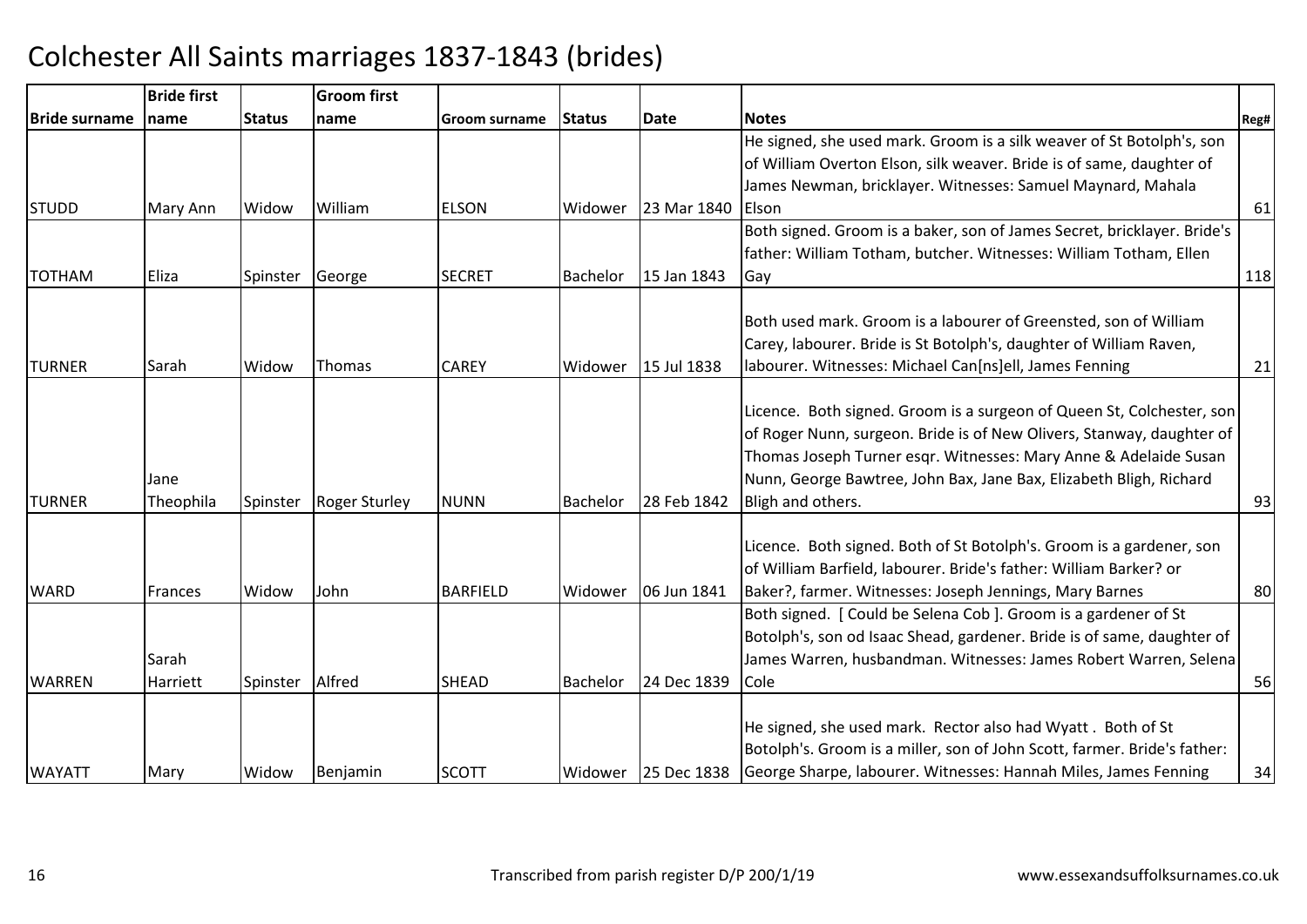# Colchester All Saints marriages 1837-1843 (brides)

| Bride surname | Bride first name | Status | Groom first name | Groom surname | Status | Date | Notes | Reg# |
|---|---|---|---|---|---|---|---|---|
| STUDD | Mary Ann | Widow | William | ELSON | Widower | 23 Mar 1840 | He signed, she used mark. Groom is a silk weaver of St Botolph's, son of William Overton Elson, silk weaver. Bride is of same, daughter of James Newman, bricklayer. Witnesses: Samuel Maynard, Mahala Elson | 61 |
| TOTHAM | Eliza | Spinster | George | SECRET | Bachelor | 15 Jan 1843 | Both signed. Groom is a baker, son of James Secret, bricklayer. Bride's father: William Totham, butcher. Witnesses: William Totham, Ellen Gay | 118 |
| TURNER | Sarah | Widow | Thomas | CAREY | Widower | 15 Jul 1838 | Both used mark. Groom is a labourer of Greensted, son of William Carey, labourer. Bride is St Botolph's, daughter of William Raven, labourer. Witnesses: Michael Can[ns]ell, James Fenning | 21 |
| TURNER | Jane Theophila | Spinster | Roger Sturley | NUNN | Bachelor | 28 Feb 1842 | Licence. Both signed. Groom is a surgeon of Queen St, Colchester, son of Roger Nunn, surgeon. Bride is of New Olivers, Stanway, daughter of Thomas Joseph Turner esqr. Witnesses: Mary Anne & Adelaide Susan Nunn, George Bawtree, John Bax, Jane Bax, Elizabeth Bligh, Richard Bligh and others. | 93 |
| WARD | Frances | Widow | John | BARFIELD | Widower | 06 Jun 1841 | Licence. Both signed. Both of St Botolph's. Groom is a gardener, son of William Barfield, labourer. Bride's father: William Barker? or Baker?, farmer. Witnesses: Joseph Jennings, Mary Barnes | 80 |
| WARREN | Sarah Harriett | Spinster | Alfred | SHEAD | Bachelor | 24 Dec 1839 | Both signed. [ Could be Selena Cob ]. Groom is a gardener of St Botolph's, son od Isaac Shead, gardener. Bride is of same, daughter of James Warren, husbandman. Witnesses: James Robert Warren, Selena Cole | 56 |
| WAYATT | Mary | Widow | Benjamin | SCOTT | Widower | 25 Dec 1838 | He signed, she used mark. Rector also had Wyatt . Both of St Botolph's. Groom is a miller, son of John Scott, farmer. Bride's father: George Sharpe, labourer. Witnesses: Hannah Miles, James Fenning | 34 |

Transcribed from parish register D/P 200/1/19

www.essexandsuffolksurnames.co.uk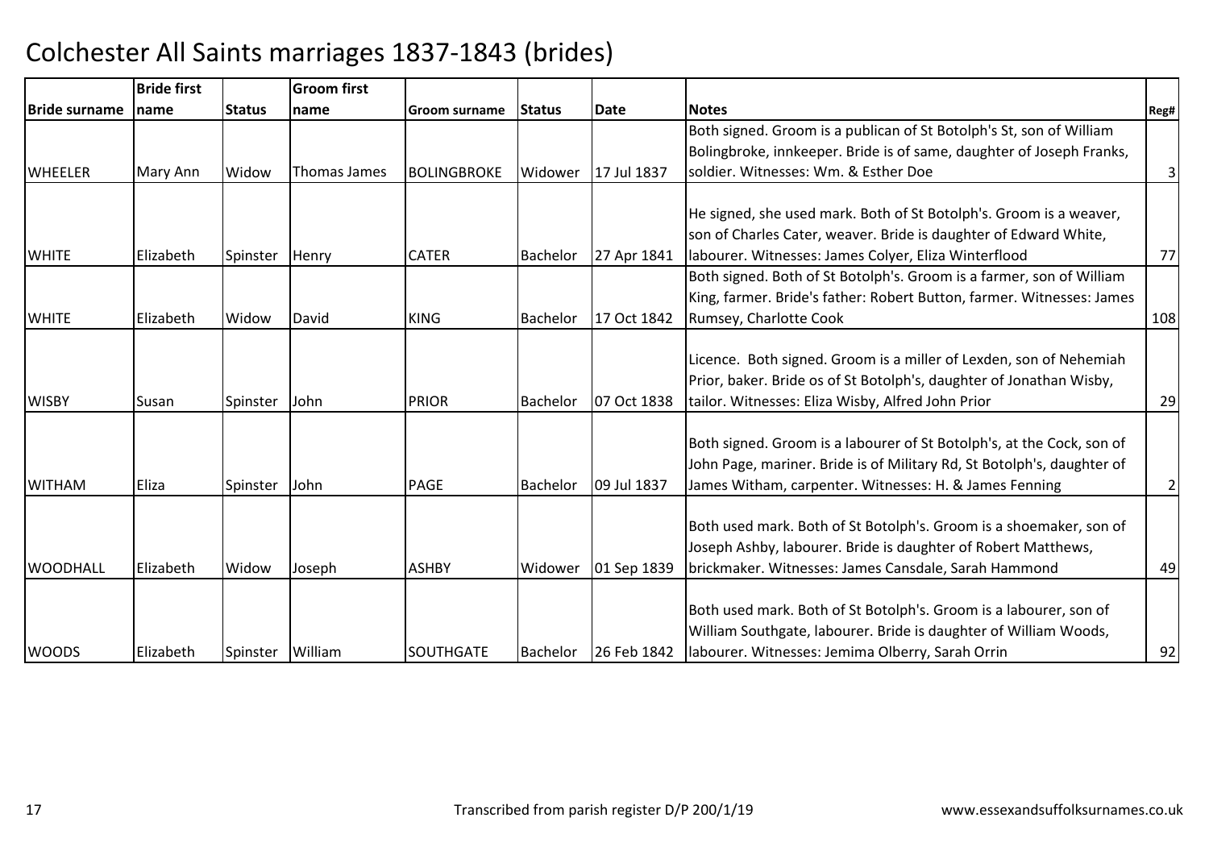# Colchester All Saints marriages 1837-1843 (brides)

| Bride surname | Bride first name | Status | Groom first name | Groom surname | Status | Date | Notes | Reg# |
|---|---|---|---|---|---|---|---|---|
| WHEELER | Mary Ann | Widow | Thomas James | BOLINGBROKE | Widower | 17 Jul 1837 | Both signed. Groom is a publican of St Botolph's St, son of William Bolingbroke, innkeeper. Bride is of same, daughter of Joseph Franks, soldier. Witnesses: Wm. & Esther Doe | 3 |
| WHITE | Elizabeth | Spinster | Henry | CATER | Bachelor | 27 Apr 1841 | He signed, she used mark. Both of St Botolph's. Groom is a weaver, son of Charles Cater, weaver. Bride is daughter of Edward White, labourer. Witnesses: James Colyer, Eliza Winterflood | 77 |
| WHITE | Elizabeth | Widow | David | KING | Bachelor | 17 Oct 1842 | Both signed. Both of St Botolph's. Groom is a farmer, son of William King, farmer. Bride's father: Robert Button, farmer. Witnesses: James Rumsey, Charlotte Cook | 108 |
| WISBY | Susan | Spinster | John | PRIOR | Bachelor | 07 Oct 1838 | Licence. Both signed. Groom is a miller of Lexden, son of Nehemiah Prior, baker. Bride os of St Botolph's, daughter of Jonathan Wisby, tailor. Witnesses: Eliza Wisby, Alfred John Prior | 29 |
| WITHAM | Eliza | Spinster | John | PAGE | Bachelor | 09 Jul 1837 | Both signed. Groom is a labourer of St Botolph's, at the Cock, son of John Page, mariner. Bride is of Military Rd, St Botolph's, daughter of James Witham, carpenter. Witnesses: H. & James Fenning | 2 |
| WOODHALL | Elizabeth | Widow | Joseph | ASHBY | Widower | 01 Sep 1839 | Both used mark. Both of St Botolph's. Groom is a shoemaker, son of Joseph Ashby, labourer. Bride is daughter of Robert Matthews, brickmaker. Witnesses: James Cansdale, Sarah Hammond | 49 |
| WOODS | Elizabeth | Spinster | William | SOUTHGATE | Bachelor | 26 Feb 1842 | Both used mark. Both of St Botolph's. Groom is a labourer, son of William Southgate, labourer. Bride is daughter of William Woods, labourer. Witnesses: Jemima Olberry, Sarah Orrin | 92 |

Transcribed from parish register D/P 200/1/19

www.essexandsuffolksurnames.co.uk